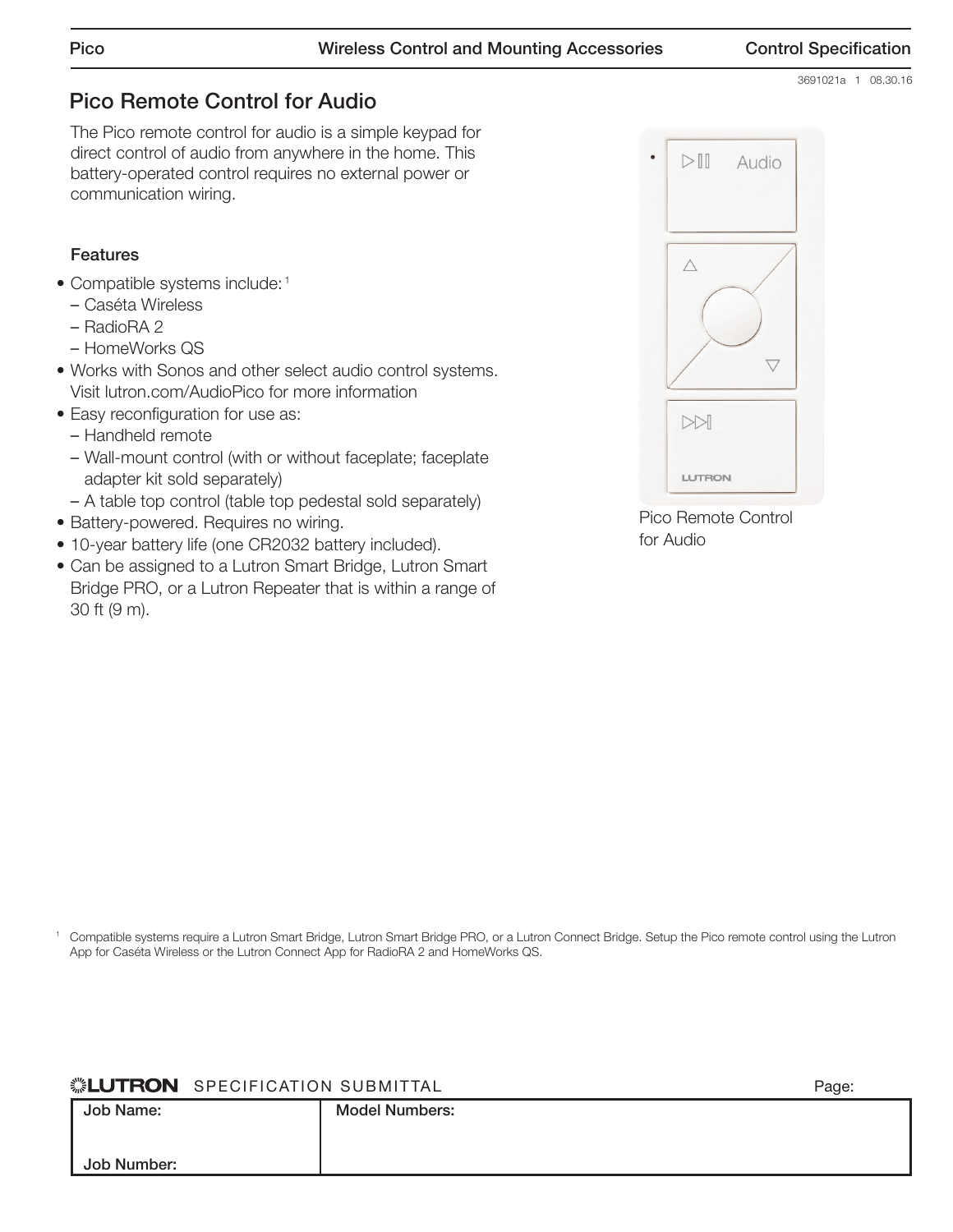# Pico Remote Control for Audio

The Pico remote control for audio is a simple keypad for direct control of audio from anywhere in the home. This battery-operated control requires no external power or communication wiring.

### Features

- Compatible systems include:[1]
  - Caséta Wireless
  - RadioRA 2
  - HomeWorks QS
- Works with Sonos and other select audio control systems. Visit lutron.com/AudioPico for more information
- Easy reconfiguration for use as:
  - Handheld remote
  - Wall-mount control (with or without faceplate; faceplate adapter kit sold separately)
  - A table top control (table top pedestal sold separately)
- Battery-powered. Requires no wiring.
- 10-year battery life (one CR2032 battery included).
- Can be assigned to a Lutron Smart Bridge, Lutron Smart Bridge PRO, or a Lutron Repeater that is within a range of 30 ft (9 m).

Pico Remote Control for Audio

[1] Compatible systems require a Lutron Smart Bridge, Lutron Smart Bridge PRO, or a Lutron Connect Bridge. Setup the Pico remote control using the Lutron App for Caséta Wireless or the Lutron Connect App for RadioRA 2 and HomeWorks QS.

**LUTRON** SPECIFICATION SUBMITTAL — Page:

| Job Name: | Model Numbers: |
| --- | --- |
| Job Number: | |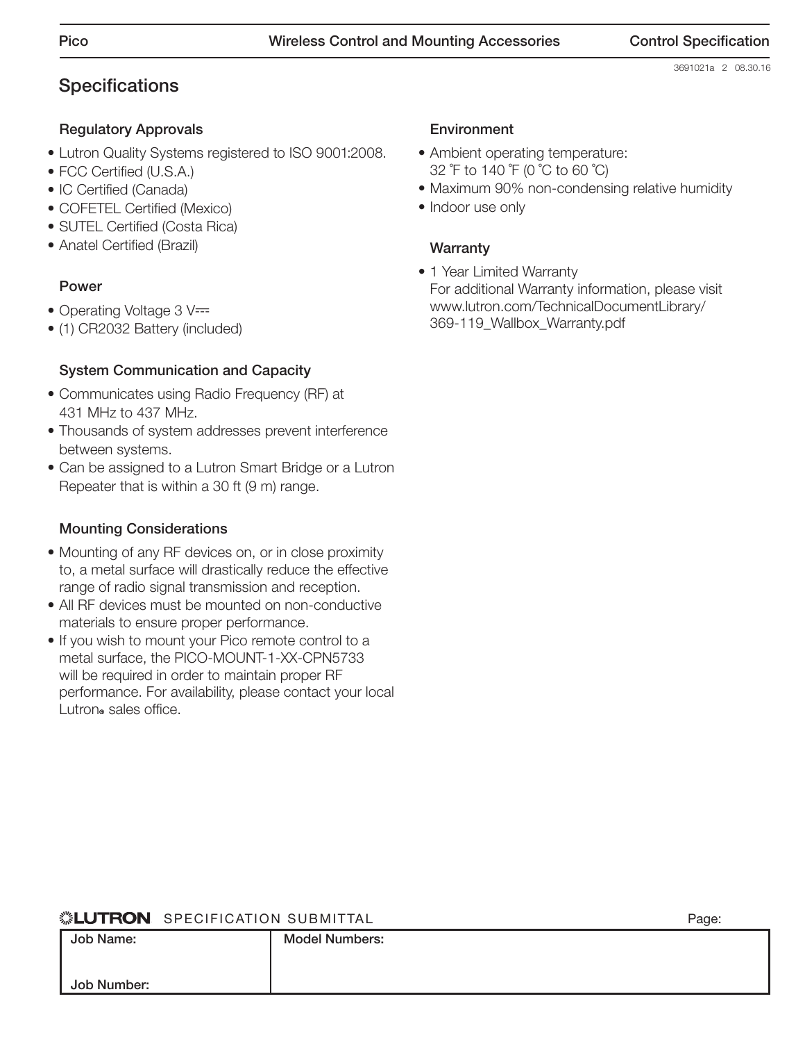# Specifications

## Regulatory Approvals

- Lutron Quality Systems registered to ISO 9001:2008.
- FCC Certified (U.S.A.)
- IC Certified (Canada)
- COFETEL Certified (Mexico)
- SUTEL Certified (Costa Rica)
- Anatel Certified (Brazil)

## Power

- Operating Voltage 3 V⎓
- (1) CR2032 Battery (included)

## System Communication and Capacity

- Communicates using Radio Frequency (RF) at 431 MHz to 437 MHz.
- Thousands of system addresses prevent interference between systems.
- Can be assigned to a Lutron Smart Bridge or a Lutron Repeater that is within a 30 ft (9 m) range.

## Mounting Considerations

- Mounting of any RF devices on, or in close proximity to, a metal surface will drastically reduce the effective range of radio signal transmission and reception.
- All RF devices must be mounted on non-conductive materials to ensure proper performance.
- If you wish to mount your Pico remote control to a metal surface, the PICO-MOUNT-1-XX-CPN5733 will be required in order to maintain proper RF performance. For availability, please contact your local Lutron® sales office.

## Environment

- Ambient operating temperature: 32 °F to 140 °F (0 °C to 60 °C)
- Maximum 90% non-condensing relative humidity
- Indoor use only

## Warranty

- 1 Year Limited Warranty
  For additional Warranty information, please visit www.lutron.com/TechnicalDocumentLibrary/369-119_Wallbox_Warranty.pdf

**LUTRON** SPECIFICATION SUBMITTAL — Page:

| Job Name: | Model Numbers: |
|---|---|
| Job Number: | |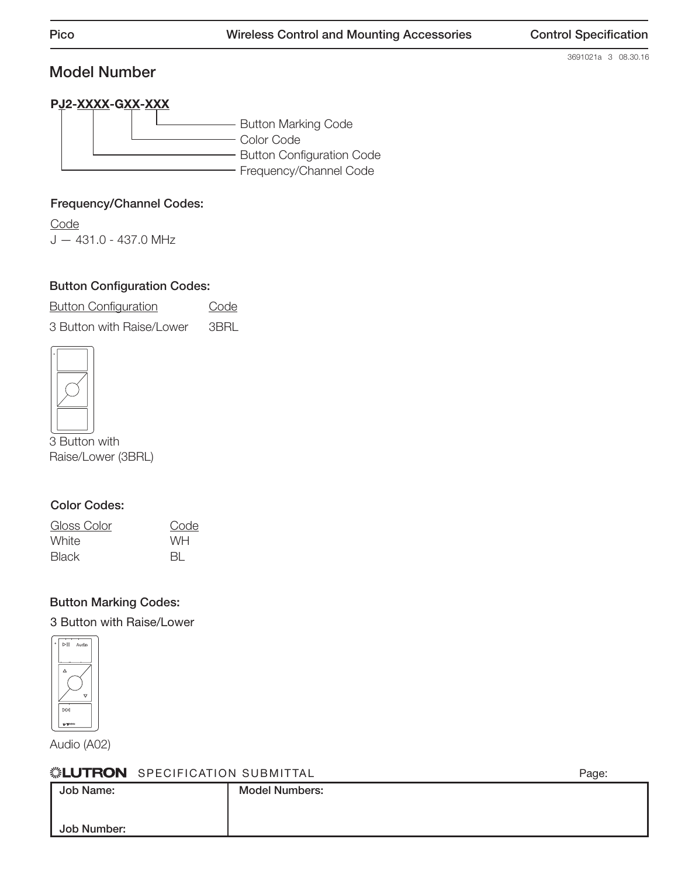3691021a 3 08.30.16

## Model Number

**PJ2-XXXX-GXX-XXX**

- Button Marking Code
- Color Code
- Button Configuration Code
- Frequency/Channel Code

### Frequency/Channel Codes:

| Code |
|---|
| J — 431.0 - 437.0 MHz |

### Button Configuration Codes:

| Button Configuration | Code |
|---|---|
| 3 Button with Raise/Lower | 3BRL |

3 Button with Raise/Lower (3BRL)

### Color Codes:

| Gloss Color | Code |
|---|---|
| White | WH |
| Black | BL |

### Button Marking Codes:

3 Button with Raise/Lower

Audio (A02)

**LUTRON** SPECIFICATION SUBMITTAL

Page:

| Job Name: | Model Numbers: |
|---|---|
| Job Number: | |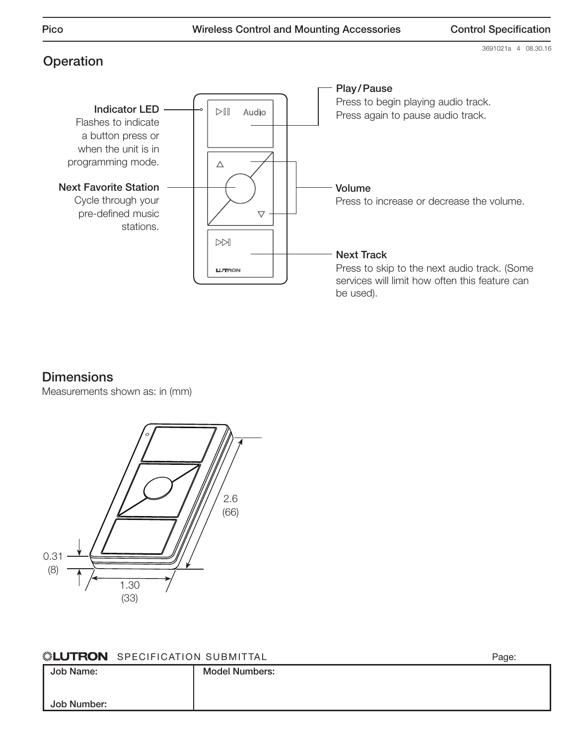3691021a 4 08.30.16

## Operation

**Indicator LED**
Flashes to indicate a button press or when the unit is in programming mode.

**Next Favorite Station**
Cycle through your pre-defined music stations.

**Play / Pause**
Press to begin playing audio track.
Press again to pause audio track.

**Volume**
Press to increase or decrease the volume.

**Next Track**
Press to skip to the next audio track. (Some services will limit how often this feature can be used).

## Dimensions

Measurements shown as: in (mm)

2.6 (66)

0.31 (8)

1.30 (33)

**LUTRON** SPECIFICATION SUBMITTAL

Page:

| Job Name: | Model Numbers: |
|---|---|
| Job Number: | |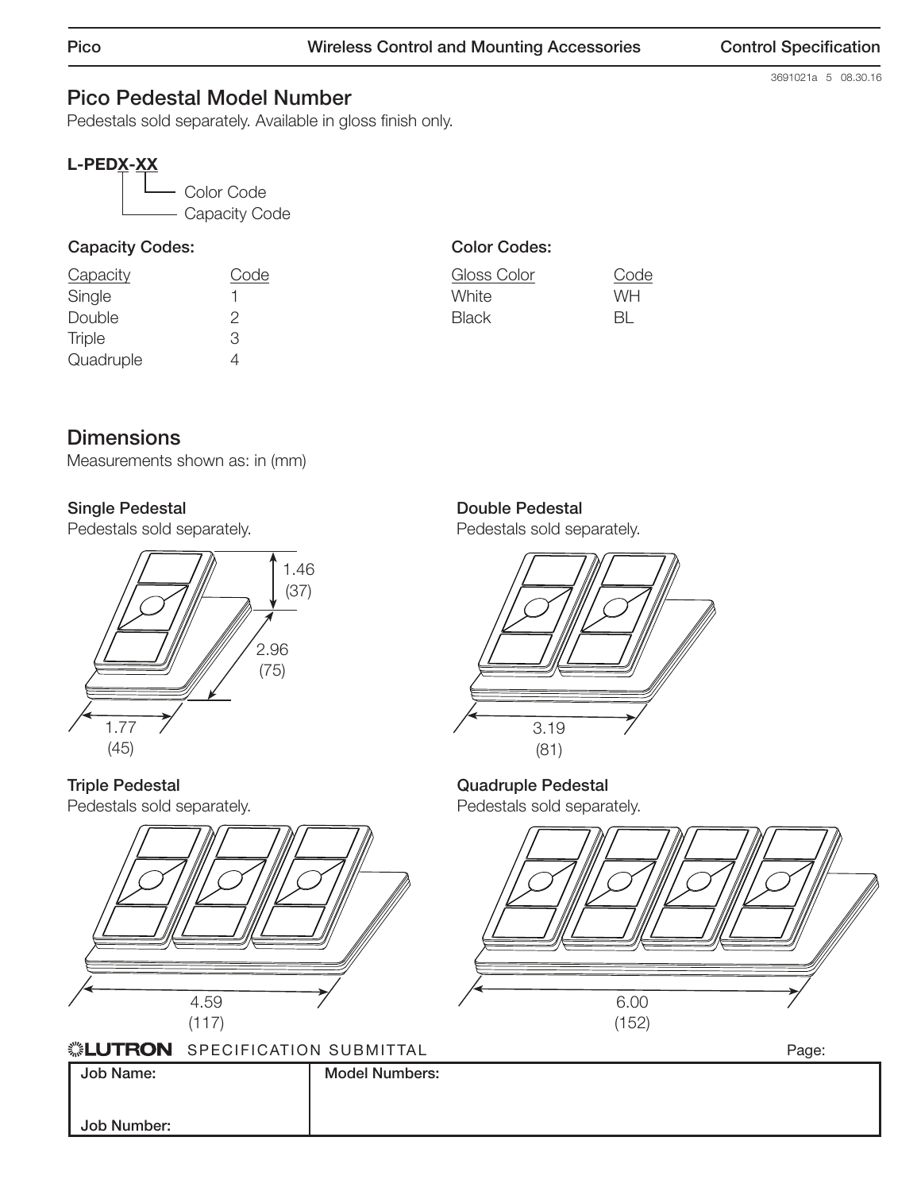## Pico Pedestal Model Number

Pedestals sold separately. Available in gloss finish only.

**L-PEDX-XX**

- Color Code
- Capacity Code

### Capacity Codes:

| Capacity | Code |
|---|---|
| Single | 1 |
| Double | 2 |
| Triple | 3 |
| Quadruple | 4 |

### Color Codes:

| Gloss Color | Code |
|---|---|
| White | WH |
| Black | BL |

## Dimensions

Measurements shown as: in (mm)

### Single Pedestal

Pedestals sold separately.

1.46 (37)

2.96 (75)

1.77 (45)

### Double Pedestal

Pedestals sold separately.

3.19 (81)

### Triple Pedestal

Pedestals sold separately.

4.59 (117)

### Quadruple Pedestal

Pedestals sold separately.

6.00 (152)

LUTRON SPECIFICATION SUBMITTAL

Page:

| Job Name: | Model Numbers: |
|---|---|
| Job Number: | |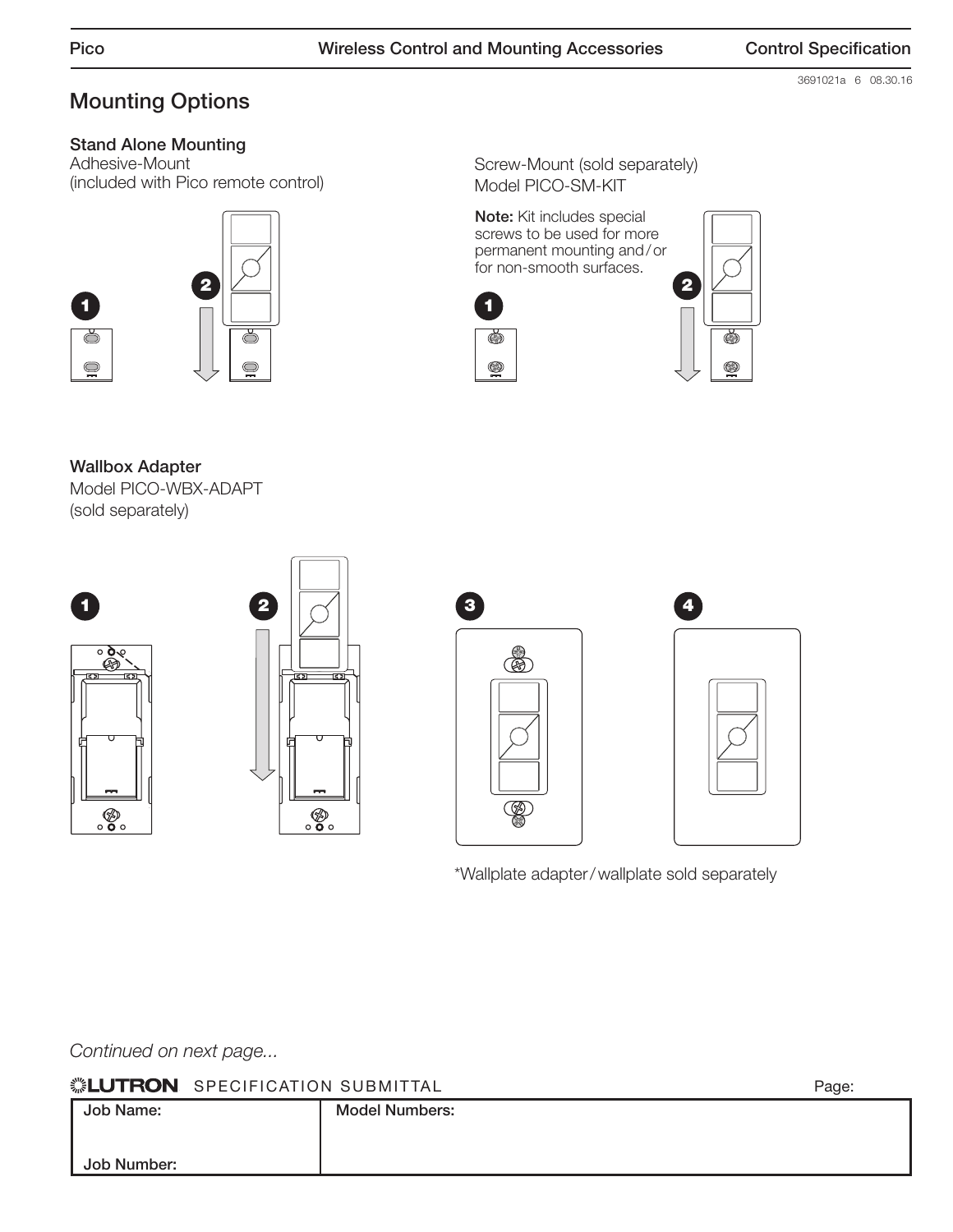## Mounting Options

### Stand Alone Mounting

Adhesive-Mount
(included with Pico remote control)

Screw-Mount (sold separately)
Model PICO-SM-KIT

**Note:** Kit includes special screws to be used for more permanent mounting and/or for non-smooth surfaces.

### Wallbox Adapter

Model PICO-WBX-ADAPT
(sold separately)

*Wallplate adapter/wallplate sold separately

*Continued on next page...*

**LUTRON** SPECIFICATION SUBMITTAL

| Job Name: | Model Numbers: |
|---|---|
| Job Number: | |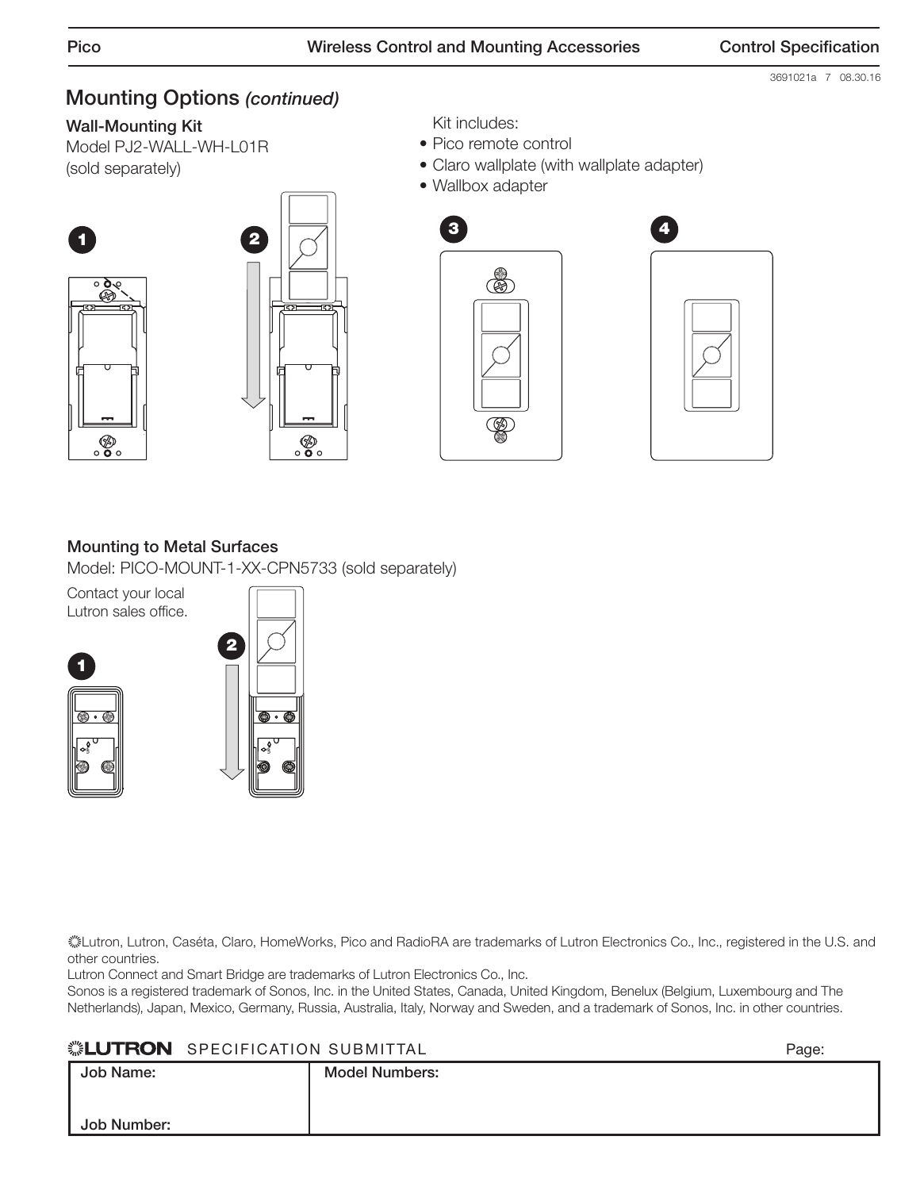## Mounting Options *(continued)*

### Wall-Mounting Kit

Model PJ2-WALL-WH-L01R
(sold separately)

Kit includes:

- Pico remote control
- Claro wallplate (with wallplate adapter)
- Wallbox adapter

1

2

3

4

### Mounting to Metal Surfaces

Model: PICO-MOUNT-1-XX-CPN5733 (sold separately)

Contact your local Lutron sales office.

1

2

Lutron, Lutron, Caséta, Claro, HomeWorks, Pico and RadioRA are trademarks of Lutron Electronics Co., Inc., registered in the U.S. and other countries.

Lutron Connect and Smart Bridge are trademarks of Lutron Electronics Co., Inc.

Sonos is a registered trademark of Sonos, Inc. in the United States, Canada, United Kingdom, Benelux (Belgium, Luxembourg and The Netherlands), Japan, Mexico, Germany, Russia, Australia, Italy, Norway and Sweden, and a trademark of Sonos, Inc. in other countries.

**LUTRON** SPECIFICATION SUBMITTAL — Page:

| Job Name: | Model Numbers: |
| --- | --- |
| Job Number: | |